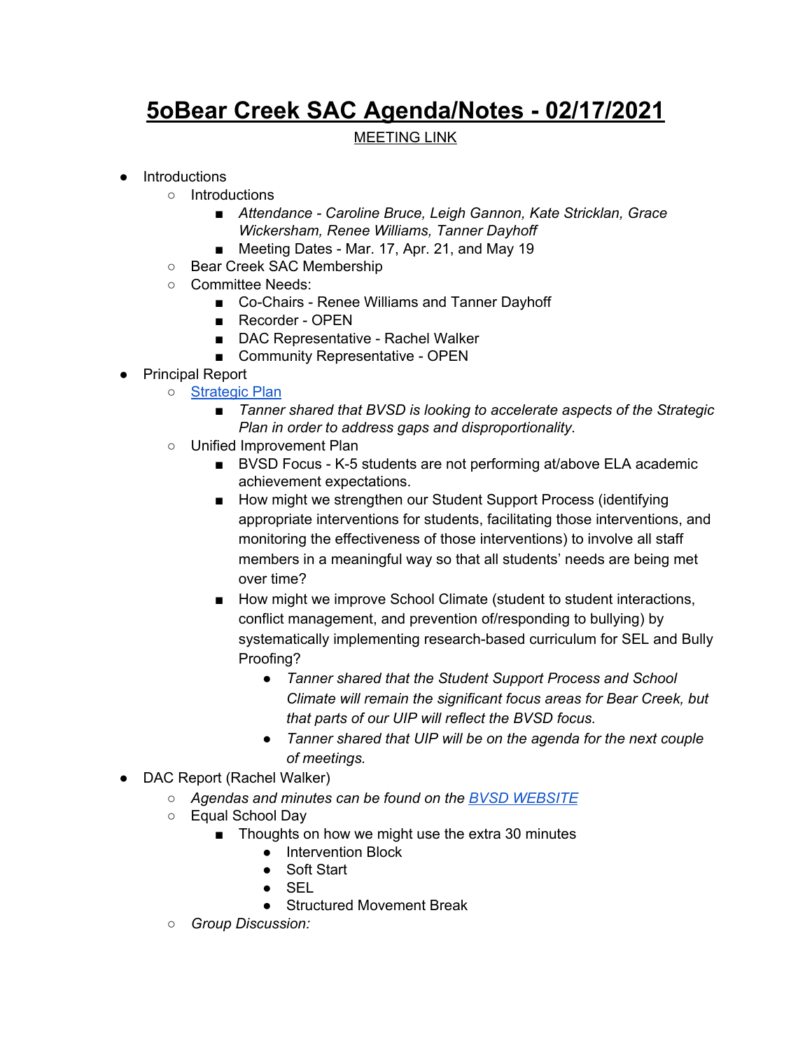# 5oBear Creek SAC Agenda/Notes - 02/17/2021

MEETING LINK

- Introductions
  - Introductions
    - *Attendance - Caroline Bruce, Leigh Gannon, Kate Stricklan, Grace Wickersham, Renee Williams, Tanner Dayhoff*
    - Meeting Dates - Mar. 17, Apr. 21, and May 19
  - Bear Creek SAC Membership
  - Committee Needs:
    - Co-Chairs - Renee Williams and Tanner Dayhoff
    - Recorder - OPEN
    - DAC Representative - Rachel Walker
    - Community Representative - OPEN
- Principal Report
  - Strategic Plan
    - *Tanner shared that BVSD is looking to accelerate aspects of the Strategic Plan in order to address gaps and disproportionality.*
  - Unified Improvement Plan
    - BVSD Focus - K-5 students are not performing at/above ELA academic achievement expectations.
    - How might we strengthen our Student Support Process (identifying appropriate interventions for students, facilitating those interventions, and monitoring the effectiveness of those interventions) to involve all staff members in a meaningful way so that all students' needs are being met over time?
    - How might we improve School Climate (student to student interactions, conflict management, and prevention of/responding to bullying) by systematically implementing research-based curriculum for SEL and Bully Proofing?
      - *Tanner shared that the Student Support Process and School Climate will remain the significant focus areas for Bear Creek, but that parts of our UIP will reflect the BVSD focus.*
      - *Tanner shared that UIP will be on the agenda for the next couple of meetings.*
- DAC Report (Rachel Walker)
  - *Agendas and minutes can be found on the BVSD WEBSITE*
  - Equal School Day
    - Thoughts on how we might use the extra 30 minutes
      - Intervention Block
      - Soft Start
      - SEL
      - Structured Movement Break
  - *Group Discussion:*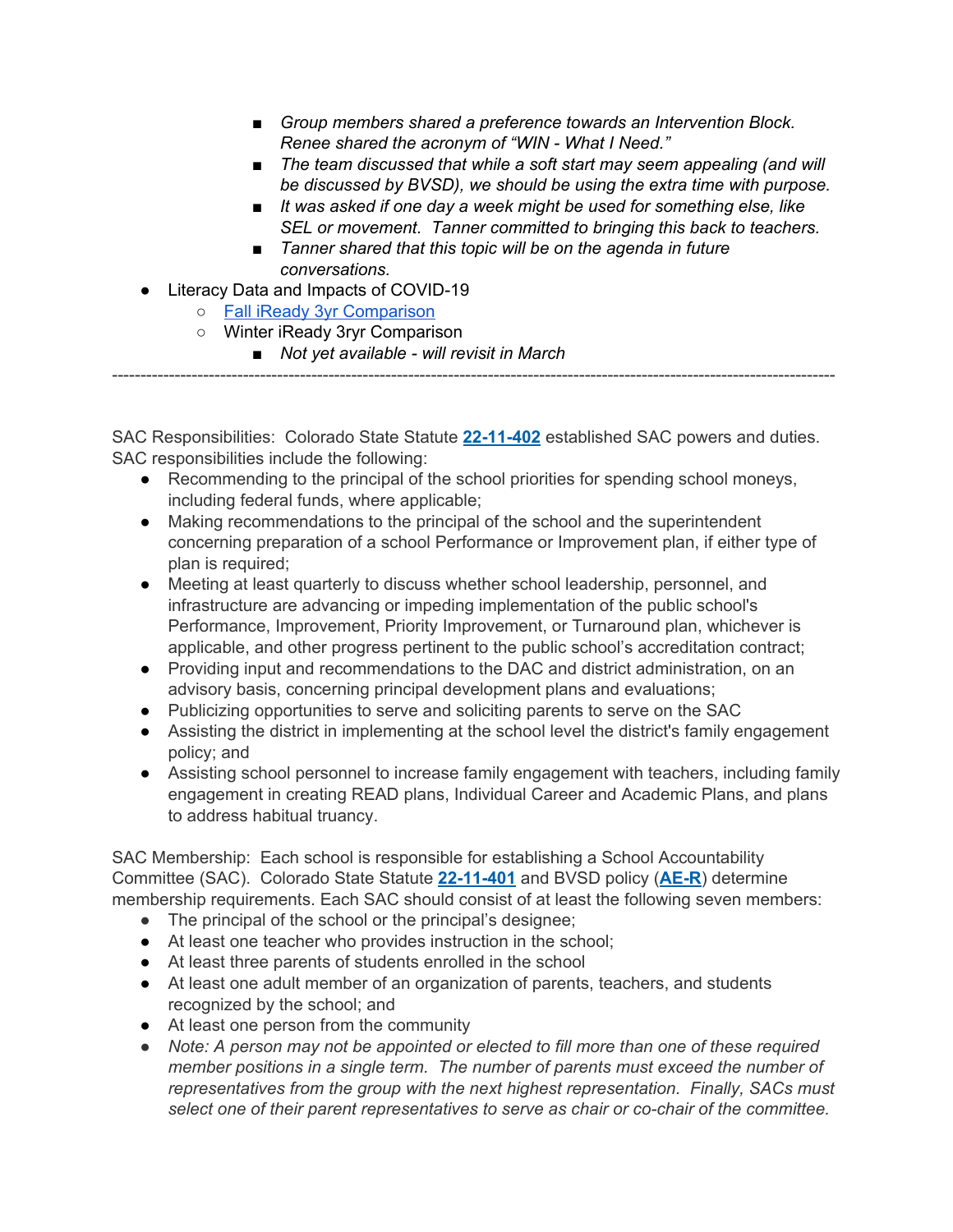- *Group members shared a preference towards an Intervention Block. Renee shared the acronym of "WIN - What I Need."*
        - *The team discussed that while a soft start may seem appealing (and will be discussed by BVSD), we should be using the extra time with purpose.*
        - *It was asked if one day a week might be used for something else, like SEL or movement. Tanner committed to bringing this back to teachers.*
        - *Tanner shared that this topic will be on the agenda in future conversations.*
- Literacy Data and Impacts of COVID-19
    - [Fall iReady 3yr Comparison]()
    - Winter iReady 3ryr Comparison
        - *Not yet available - will revisit in March*

------------------------------------------------------------------------------------------------------------------------

SAC Responsibilities: Colorado State Statute **[22-11-402]()** established SAC powers and duties. SAC responsibilities include the following:

- Recommending to the principal of the school priorities for spending school moneys, including federal funds, where applicable;
- Making recommendations to the principal of the school and the superintendent concerning preparation of a school Performance or Improvement plan, if either type of plan is required;
- Meeting at least quarterly to discuss whether school leadership, personnel, and infrastructure are advancing or impeding implementation of the public school's Performance, Improvement, Priority Improvement, or Turnaround plan, whichever is applicable, and other progress pertinent to the public school's accreditation contract;
- Providing input and recommendations to the DAC and district administration, on an advisory basis, concerning principal development plans and evaluations;
- Publicizing opportunities to serve and soliciting parents to serve on the SAC
- Assisting the district in implementing at the school level the district's family engagement policy; and
- Assisting school personnel to increase family engagement with teachers, including family engagement in creating READ plans, Individual Career and Academic Plans, and plans to address habitual truancy.

SAC Membership: Each school is responsible for establishing a School Accountability Committee (SAC). Colorado State Statute **[22-11-401]()** and BVSD policy (**[AE-R]()**) determine membership requirements. Each SAC should consist of at least the following seven members:

- The principal of the school or the principal's designee;
- At least one teacher who provides instruction in the school;
- At least three parents of students enrolled in the school
- At least one adult member of an organization of parents, teachers, and students recognized by the school; and
- At least one person from the community
- *Note: A person may not be appointed or elected to fill more than one of these required member positions in a single term. The number of parents must exceed the number of representatives from the group with the next highest representation. Finally, SACs must select one of their parent representatives to serve as chair or co-chair of the committee.*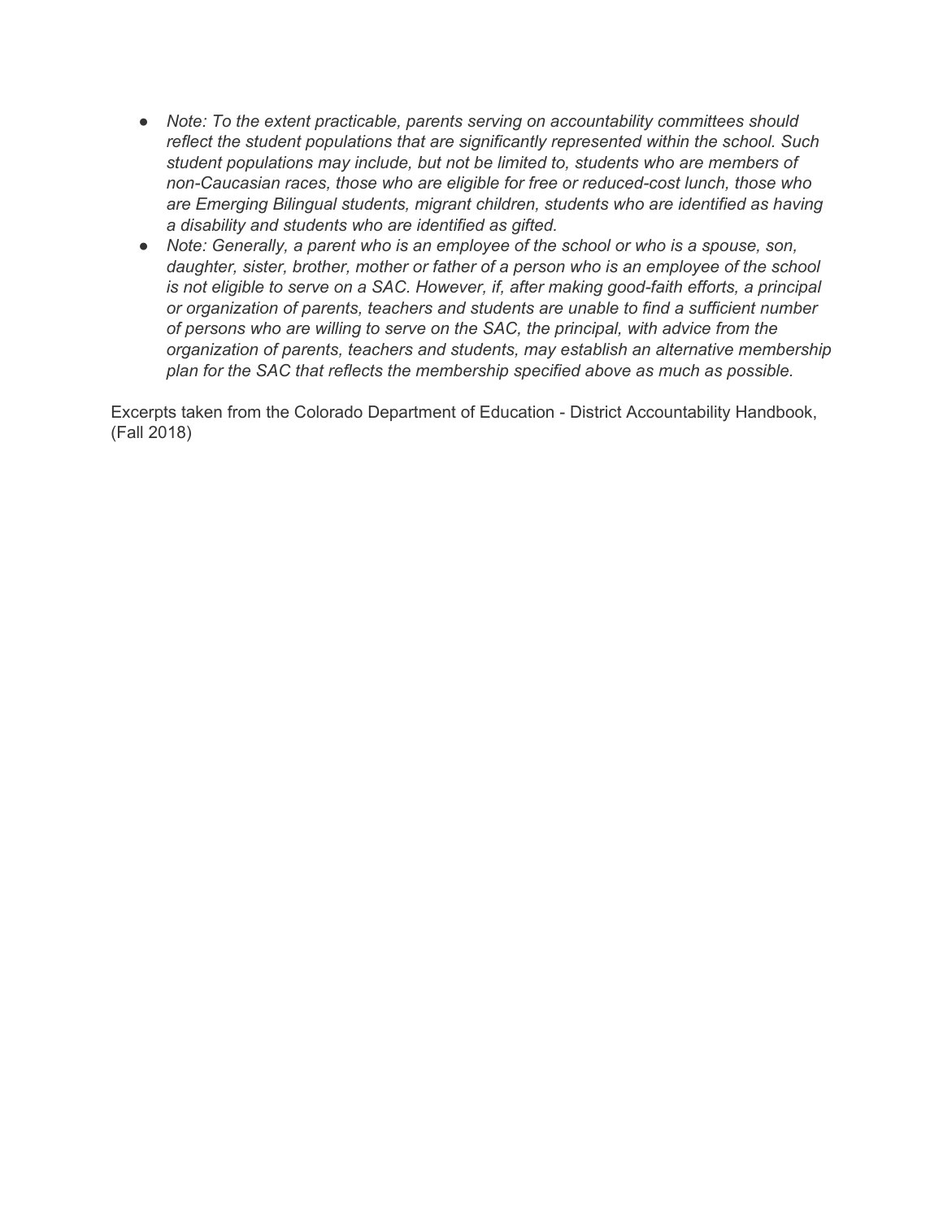- *Note: To the extent practicable, parents serving on accountability committees should reflect the student populations that are significantly represented within the school. Such student populations may include, but not be limited to, students who are members of non-Caucasian races, those who are eligible for free or reduced-cost lunch, those who are Emerging Bilingual students, migrant children, students who are identified as having a disability and students who are identified as gifted.*
- *Note: Generally, a parent who is an employee of the school or who is a spouse, son, daughter, sister, brother, mother or father of a person who is an employee of the school is not eligible to serve on a SAC. However, if, after making good-faith efforts, a principal or organization of parents, teachers and students are unable to find a sufficient number of persons who are willing to serve on the SAC, the principal, with advice from the organization of parents, teachers and students, may establish an alternative membership plan for the SAC that reflects the membership specified above as much as possible.*

Excerpts taken from the Colorado Department of Education - District Accountability Handbook, (Fall 2018)